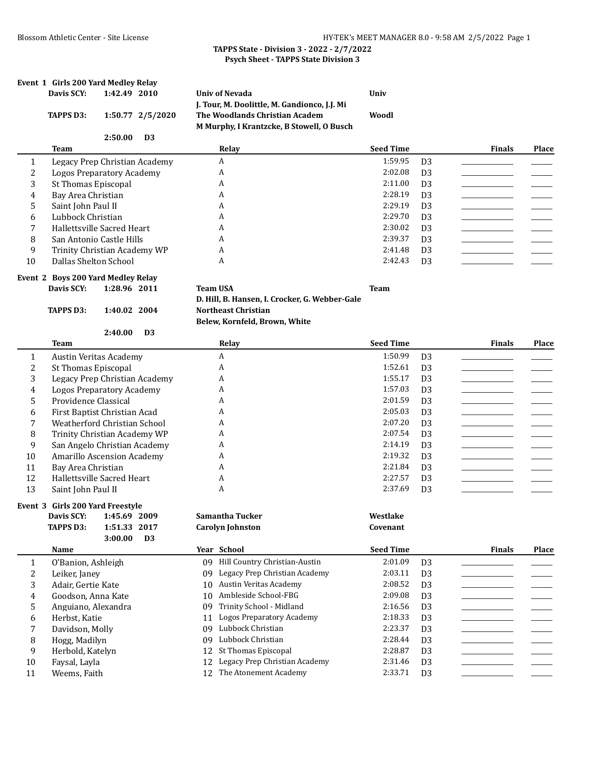**TAPPS State - Division 3 - 2022 - 2/7/2022**
**Psych Sheet - TAPPS State Division 3**

### Event 1 Girls 200 Yard Medley Relay

| | | | | |
|---|---|---|---|---|
| **Davis SCY:** | **1:42.49** | **2010** | **Univ of Nevada** | **Univ** |
| | | | **J. Tour, M. Doolittle, M. Gandionco, J.J. Mi** | |
| **TAPPS D3:** | **1:50.77** | **2/5/2020** | **The Woodlands Christian Academ** | **Woodl** |
| | | | **M Murphy, I Krantzcke, B Stowell, O Busch** | |
| | **2:50.00** | **D3** | | |

| | Team | Relay | Seed Time | | Finals | Place |
|---|---|---|---|---|---|---|
| 1 | Legacy Prep Christian Academy | A | 1:59.95 | D3 | | |
| 2 | Logos Preparatory Academy | A | 2:02.08 | D3 | | |
| 3 | St Thomas Episcopal | A | 2:11.00 | D3 | | |
| 4 | Bay Area Christian | A | 2:28.19 | D3 | | |
| 5 | Saint John Paul II | A | 2:29.19 | D3 | | |
| 6 | Lubbock Christian | A | 2:29.70 | D3 | | |
| 7 | Hallettsville Sacred Heart | A | 2:30.02 | D3 | | |
| 8 | San Antonio Castle Hills | A | 2:39.37 | D3 | | |
| 9 | Trinity Christian Academy WP | A | 2:41.48 | D3 | | |
| 10 | Dallas Shelton School | A | 2:42.43 | D3 | | |

### Event 2 Boys 200 Yard Medley Relay

| | | | | |
|---|---|---|---|---|
| **Davis SCY:** | **1:28.96** | **2011** | **Team USA** | **Team** |
| | | | **D. Hill, B. Hansen, I. Crocker, G. Webber-Gale** | |
| **TAPPS D3:** | **1:40.02** | **2004** | **Northeast Christian** | |
| | | | **Belew, Kornfeld, Brown, White** | |
| | **2:40.00** | **D3** | | |

| | Team | Relay | Seed Time | | Finals | Place |
|---|---|---|---|---|---|---|
| 1 | Austin Veritas Academy | A | 1:50.99 | D3 | | |
| 2 | St Thomas Episcopal | A | 1:52.61 | D3 | | |
| 3 | Legacy Prep Christian Academy | A | 1:55.17 | D3 | | |
| 4 | Logos Preparatory Academy | A | 1:57.03 | D3 | | |
| 5 | Providence Classical | A | 2:01.59 | D3 | | |
| 6 | First Baptist Christian Acad | A | 2:05.03 | D3 | | |
| 7 | Weatherford Christian School | A | 2:07.20 | D3 | | |
| 8 | Trinity Christian Academy WP | A | 2:07.54 | D3 | | |
| 9 | San Angelo Christian Academy | A | 2:14.19 | D3 | | |
| 10 | Amarillo Ascension Academy | A | 2:19.32 | D3 | | |
| 11 | Bay Area Christian | A | 2:21.84 | D3 | | |
| 12 | Hallettsville Sacred Heart | A | 2:27.57 | D3 | | |
| 13 | Saint John Paul II | A | 2:37.69 | D3 | | |

### Event 3 Girls 200 Yard Freestyle

| | | | | |
|---|---|---|---|---|
| **Davis SCY:** | **1:45.69** | **2009** | **Samantha Tucker** | **Westlake** |
| **TAPPS D3:** | **1:51.33** | **2017** | **Carolyn Johnston** | **Covenant** |
| | **3:00.00** | **D3** | | |

| | Name | Year | School | Seed Time | | Finals | Place |
|---|---|---|---|---|---|---|---|
| 1 | O'Banion, Ashleigh | 09 | Hill Country Christian-Austin | 2:01.09 | D3 | | |
| 2 | Leiker, Janey | 09 | Legacy Prep Christian Academy | 2:03.11 | D3 | | |
| 3 | Adair, Gertie Kate | 10 | Austin Veritas Academy | 2:08.52 | D3 | | |
| 4 | Goodson, Anna Kate | 10 | Ambleside School-FBG | 2:09.08 | D3 | | |
| 5 | Anguiano, Alexandra | 09 | Trinity School - Midland | 2:16.56 | D3 | | |
| 6 | Herbst, Katie | 11 | Logos Preparatory Academy | 2:18.33 | D3 | | |
| 7 | Davidson, Molly | 09 | Lubbock Christian | 2:23.37 | D3 | | |
| 8 | Hogg, Madilyn | 09 | Lubbock Christian | 2:28.44 | D3 | | |
| 9 | Herbold, Katelyn | 12 | St Thomas Episcopal | 2:28.87 | D3 | | |
| 10 | Faysal, Layla | 12 | Legacy Prep Christian Academy | 2:31.46 | D3 | | |
| 11 | Weems, Faith | 12 | The Atonement Academy | 2:33.71 | D3 | | |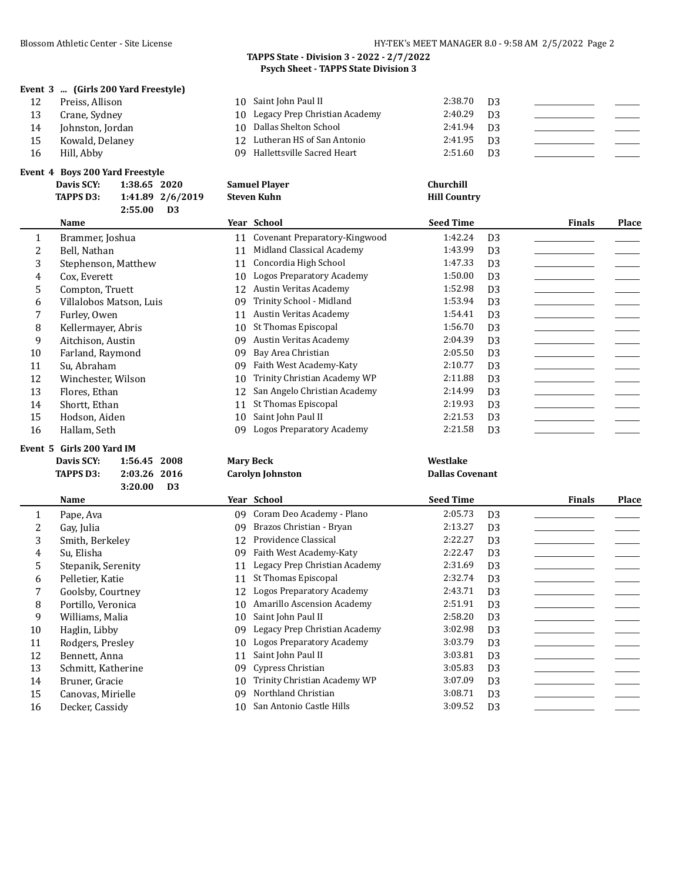**TAPPS State - Division 3 - 2022 - 2/7/2022**
**Psych Sheet - TAPPS State Division 3**

### Event 3 ... (Girls 200 Yard Freestyle)

| | Name | Year | School | Seed Time | | Finals | Place |
|---|---|---|---|---|---|---|---|
| 12 | Preiss, Allison | 10 | Saint John Paul II | 2:38.70 | D3 | | |
| 13 | Crane, Sydney | 10 | Legacy Prep Christian Academy | 2:40.29 | D3 | | |
| 14 | Johnston, Jordan | 10 | Dallas Shelton School | 2:41.94 | D3 | | |
| 15 | Kowald, Delaney | 12 | Lutheran HS of San Antonio | 2:41.95 | D3 | | |
| 16 | Hill, Abby | 09 | Hallettsville Sacred Heart | 2:51.60 | D3 | | |

### Event 4 Boys 200 Yard Freestyle

| | | | |
|---|---|---|---|
| Davis SCY: | 1:38.65 2020 | Samuel Player | Churchill |
| TAPPS D3: | 1:41.89 2/6/2019 | Steven Kuhn | Hill Country |
| | 2:55.00 D3 | | |

| | Name | Year | School | Seed Time | | Finals | Place |
|---|---|---|---|---|---|---|---|
| 1 | Brammer, Joshua | 11 | Covenant Preparatory-Kingwood | 1:42.24 | D3 | | |
| 2 | Bell, Nathan | 11 | Midland Classical Academy | 1:43.99 | D3 | | |
| 3 | Stephenson, Matthew | 11 | Concordia High School | 1:47.33 | D3 | | |
| 4 | Cox, Everett | 10 | Logos Preparatory Academy | 1:50.00 | D3 | | |
| 5 | Compton, Truett | 12 | Austin Veritas Academy | 1:52.98 | D3 | | |
| 6 | Villalobos Matson, Luis | 09 | Trinity School - Midland | 1:53.94 | D3 | | |
| 7 | Furley, Owen | 11 | Austin Veritas Academy | 1:54.41 | D3 | | |
| 8 | Kellermayer, Abris | 10 | St Thomas Episcopal | 1:56.70 | D3 | | |
| 9 | Aitchison, Austin | 09 | Austin Veritas Academy | 2:04.39 | D3 | | |
| 10 | Farland, Raymond | 09 | Bay Area Christian | 2:05.50 | D3 | | |
| 11 | Su, Abraham | 09 | Faith West Academy-Katy | 2:10.77 | D3 | | |
| 12 | Winchester, Wilson | 10 | Trinity Christian Academy WP | 2:11.88 | D3 | | |
| 13 | Flores, Ethan | 12 | San Angelo Christian Academy | 2:14.99 | D3 | | |
| 14 | Shortt, Ethan | 11 | St Thomas Episcopal | 2:19.93 | D3 | | |
| 15 | Hodson, Aiden | 10 | Saint John Paul II | 2:21.53 | D3 | | |
| 16 | Hallam, Seth | 09 | Logos Preparatory Academy | 2:21.58 | D3 | | |

### Event 5 Girls 200 Yard IM

| | | | |
|---|---|---|---|
| Davis SCY: | 1:56.45 2008 | Mary Beck | Westlake |
| TAPPS D3: | 2:03.26 2016 | Carolyn Johnston | Dallas Covenant |
| | 3:20.00 D3 | | |

| | Name | Year | School | Seed Time | | Finals | Place |
|---|---|---|---|---|---|---|---|
| 1 | Pape, Ava | 09 | Coram Deo Academy - Plano | 2:05.73 | D3 | | |
| 2 | Gay, Julia | 09 | Brazos Christian - Bryan | 2:13.27 | D3 | | |
| 3 | Smith, Berkeley | 12 | Providence Classical | 2:22.27 | D3 | | |
| 4 | Su, Elisha | 09 | Faith West Academy-Katy | 2:22.47 | D3 | | |
| 5 | Stepanik, Serenity | 11 | Legacy Prep Christian Academy | 2:31.69 | D3 | | |
| 6 | Pelletier, Katie | 11 | St Thomas Episcopal | 2:32.74 | D3 | | |
| 7 | Goolsby, Courtney | 12 | Logos Preparatory Academy | 2:43.71 | D3 | | |
| 8 | Portillo, Veronica | 10 | Amarillo Ascension Academy | 2:51.91 | D3 | | |
| 9 | Williams, Malia | 10 | Saint John Paul II | 2:58.20 | D3 | | |
| 10 | Haglin, Libby | 09 | Legacy Prep Christian Academy | 3:02.98 | D3 | | |
| 11 | Rodgers, Presley | 10 | Logos Preparatory Academy | 3:03.79 | D3 | | |
| 12 | Bennett, Anna | 11 | Saint John Paul II | 3:03.81 | D3 | | |
| 13 | Schmitt, Katherine | 09 | Cypress Christian | 3:05.83 | D3 | | |
| 14 | Bruner, Gracie | 10 | Trinity Christian Academy WP | 3:07.09 | D3 | | |
| 15 | Canovas, Mirielle | 09 | Northland Christian | 3:08.71 | D3 | | |
| 16 | Decker, Cassidy | 10 | San Antonio Castle Hills | 3:09.52 | D3 | | |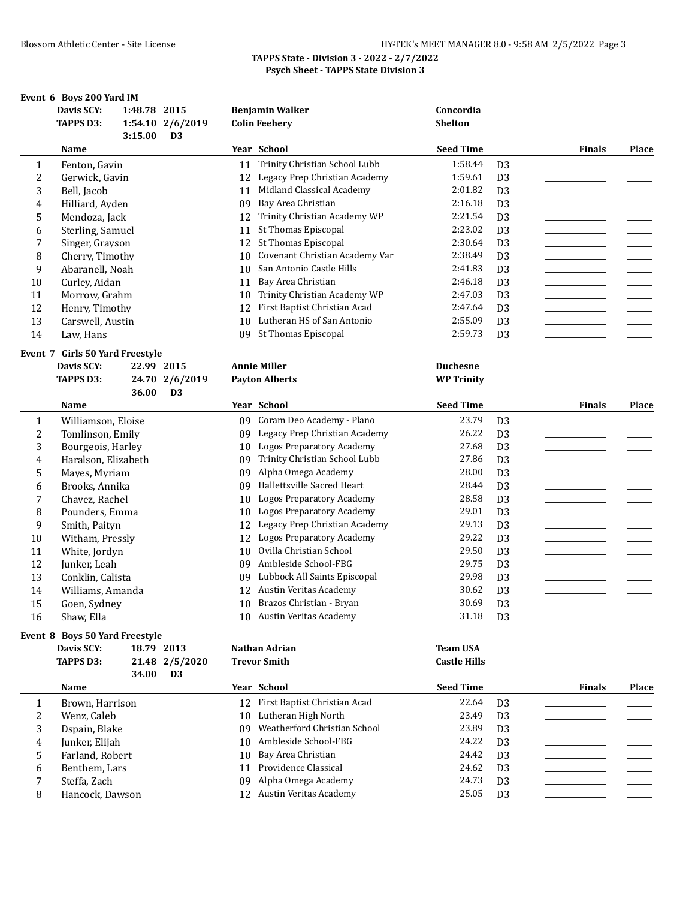**TAPPS State - Division 3 - 2022 - 2/7/2022**
**Psych Sheet - TAPPS State Division 3**

## Event 6 Boys 200 Yard IM

| | | | | |
|---|---|---|---|---|
| **Davis SCY:** | **1:48.78** | **2015** | **Benjamin Walker** | **Concordia** |
| **TAPPS D3:** | **1:54.10** | **2/6/2019** | **Colin Feehery** | **Shelton** |
| | **3:15.00** | **D3** | | |

| | Name | Year | School | Seed Time | | Finals | Place |
|---|---|---|---|---|---|---|---|
| 1 | Fenton, Gavin | 11 | Trinity Christian School Lubb | 1:58.44 | D3 | | |
| 2 | Gerwick, Gavin | 12 | Legacy Prep Christian Academy | 1:59.61 | D3 | | |
| 3 | Bell, Jacob | 11 | Midland Classical Academy | 2:01.82 | D3 | | |
| 4 | Hilliard, Ayden | 09 | Bay Area Christian | 2:16.18 | D3 | | |
| 5 | Mendoza, Jack | 12 | Trinity Christian Academy WP | 2:21.54 | D3 | | |
| 6 | Sterling, Samuel | 11 | St Thomas Episcopal | 2:23.02 | D3 | | |
| 7 | Singer, Grayson | 12 | St Thomas Episcopal | 2:30.64 | D3 | | |
| 8 | Cherry, Timothy | 10 | Covenant Christian Academy Var | 2:38.49 | D3 | | |
| 9 | Abaranell, Noah | 10 | San Antonio Castle Hills | 2:41.83 | D3 | | |
| 10 | Curley, Aidan | 11 | Bay Area Christian | 2:46.18 | D3 | | |
| 11 | Morrow, Grahm | 10 | Trinity Christian Academy WP | 2:47.03 | D3 | | |
| 12 | Henry, Timothy | 12 | First Baptist Christian Acad | 2:47.64 | D3 | | |
| 13 | Carswell, Austin | 10 | Lutheran HS of San Antonio | 2:55.09 | D3 | | |
| 14 | Law, Hans | 09 | St Thomas Episcopal | 2:59.73 | D3 | | |

## Event 7 Girls 50 Yard Freestyle

| | | | | |
|---|---|---|---|---|
| **Davis SCY:** | **22.99** | **2015** | **Annie Miller** | **Duchesne** |
| **TAPPS D3:** | **24.70** | **2/6/2019** | **Payton Alberts** | **WP Trinity** |
| | **36.00** | **D3** | | |

| | Name | Year | School | Seed Time | | Finals | Place |
|---|---|---|---|---|---|---|---|
| 1 | Williamson, Eloise | 09 | Coram Deo Academy - Plano | 23.79 | D3 | | |
| 2 | Tomlinson, Emily | 09 | Legacy Prep Christian Academy | 26.22 | D3 | | |
| 3 | Bourgeois, Harley | 10 | Logos Preparatory Academy | 27.68 | D3 | | |
| 4 | Haralson, Elizabeth | 09 | Trinity Christian School Lubb | 27.86 | D3 | | |
| 5 | Mayes, Myriam | 09 | Alpha Omega Academy | 28.00 | D3 | | |
| 6 | Brooks, Annika | 09 | Hallettsville Sacred Heart | 28.44 | D3 | | |
| 7 | Chavez, Rachel | 10 | Logos Preparatory Academy | 28.58 | D3 | | |
| 8 | Pounders, Emma | 10 | Logos Preparatory Academy | 29.01 | D3 | | |
| 9 | Smith, Paityn | 12 | Legacy Prep Christian Academy | 29.13 | D3 | | |
| 10 | Witham, Pressly | 12 | Logos Preparatory Academy | 29.22 | D3 | | |
| 11 | White, Jordyn | 10 | Ovilla Christian School | 29.50 | D3 | | |
| 12 | Junker, Leah | 09 | Ambleside School-FBG | 29.75 | D3 | | |
| 13 | Conklin, Calista | 09 | Lubbock All Saints Episcopal | 29.98 | D3 | | |
| 14 | Williams, Amanda | 12 | Austin Veritas Academy | 30.62 | D3 | | |
| 15 | Goen, Sydney | 10 | Brazos Christian - Bryan | 30.69 | D3 | | |
| 16 | Shaw, Ella | 10 | Austin Veritas Academy | 31.18 | D3 | | |

## Event 8 Boys 50 Yard Freestyle

| | | | | |
|---|---|---|---|---|
| **Davis SCY:** | **18.79** | **2013** | **Nathan Adrian** | **Team USA** |
| **TAPPS D3:** | **21.48** | **2/5/2020** | **Trevor Smith** | **Castle Hills** |
| | **34.00** | **D3** | | |

| | Name | Year | School | Seed Time | | Finals | Place |
|---|---|---|---|---|---|---|---|
| 1 | Brown, Harrison | 12 | First Baptist Christian Acad | 22.64 | D3 | | |
| 2 | Wenz, Caleb | 10 | Lutheran High North | 23.49 | D3 | | |
| 3 | Dspain, Blake | 09 | Weatherford Christian School | 23.89 | D3 | | |
| 4 | Junker, Elijah | 10 | Ambleside School-FBG | 24.22 | D3 | | |
| 5 | Farland, Robert | 10 | Bay Area Christian | 24.42 | D3 | | |
| 6 | Benthem, Lars | 11 | Providence Classical | 24.62 | D3 | | |
| 7 | Steffa, Zach | 09 | Alpha Omega Academy | 24.73 | D3 | | |
| 8 | Hancock, Dawson | 12 | Austin Veritas Academy | 25.05 | D3 | | |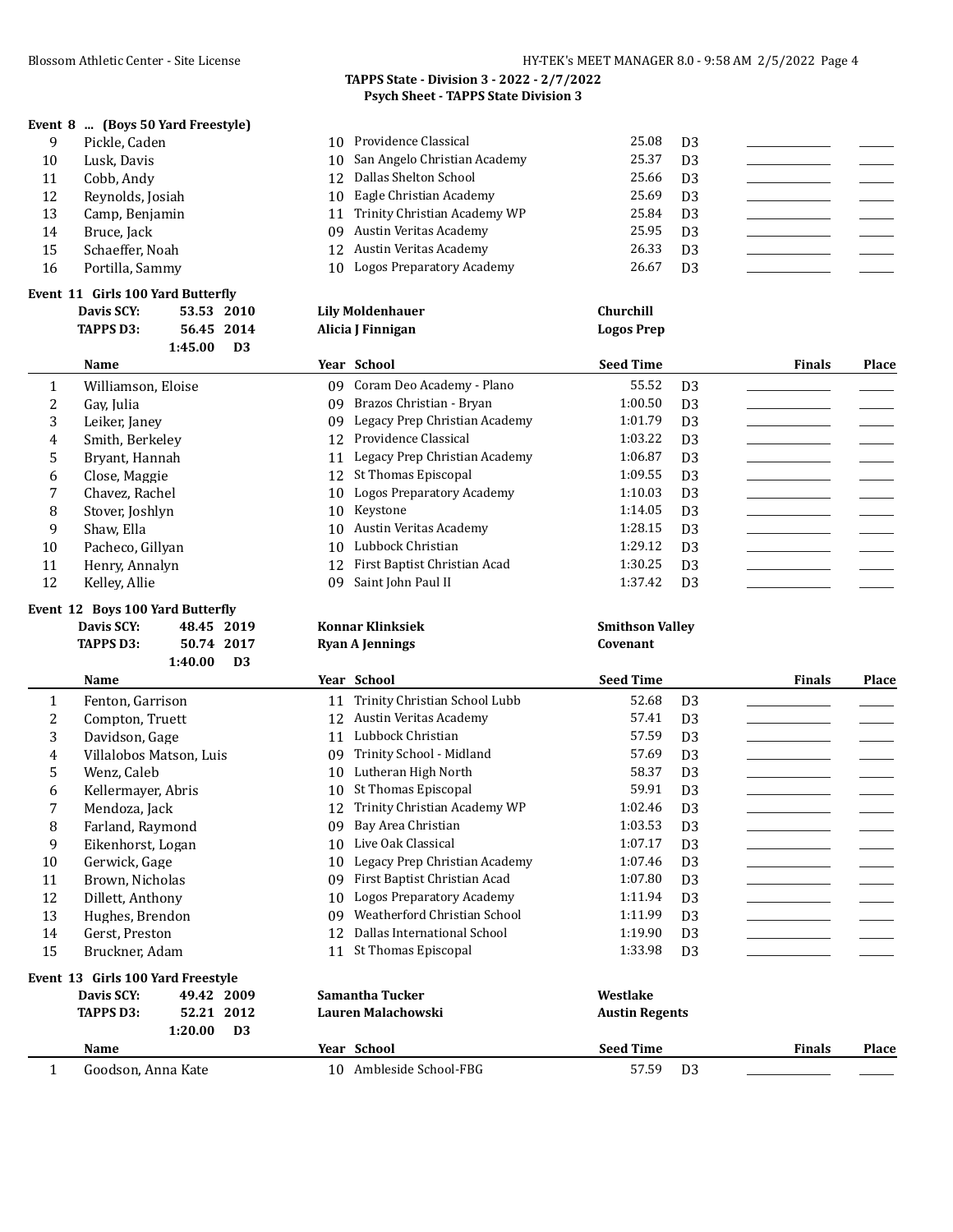**TAPPS State - Division 3 - 2022 - 2/7/2022**
**Psych Sheet - TAPPS State Division 3**

### Event 8 ... (Boys 50 Yard Freestyle)

| | Name | Year | School | Seed Time | | Finals | Place |
|---|---|---|---|---|---|---|---|
| 9 | Pickle, Caden | 10 | Providence Classical | 25.08 | D3 | | |
| 10 | Lusk, Davis | 10 | San Angelo Christian Academy | 25.37 | D3 | | |
| 11 | Cobb, Andy | 12 | Dallas Shelton School | 25.66 | D3 | | |
| 12 | Reynolds, Josiah | 10 | Eagle Christian Academy | 25.69 | D3 | | |
| 13 | Camp, Benjamin | 11 | Trinity Christian Academy WP | 25.84 | D3 | | |
| 14 | Bruce, Jack | 09 | Austin Veritas Academy | 25.95 | D3 | | |
| 15 | Schaeffer, Noah | 12 | Austin Veritas Academy | 26.33 | D3 | | |
| 16 | Portilla, Sammy | 10 | Logos Preparatory Academy | 26.67 | D3 | | |

### Event 11 Girls 100 Yard Butterfly

**Davis SCY:** 53.53 2010 **Lily Moldenhauer** **Churchill**
**TAPPS D3:** 56.45 2014 **Alicia J Finnigan** **Logos Prep**
1:45.00 D3

| | Name | Year | School | Seed Time | | Finals | Place |
|---|---|---|---|---|---|---|---|
| 1 | Williamson, Eloise | 09 | Coram Deo Academy - Plano | 55.52 | D3 | | |
| 2 | Gay, Julia | 09 | Brazos Christian - Bryan | 1:00.50 | D3 | | |
| 3 | Leiker, Janey | 09 | Legacy Prep Christian Academy | 1:01.79 | D3 | | |
| 4 | Smith, Berkeley | 12 | Providence Classical | 1:03.22 | D3 | | |
| 5 | Bryant, Hannah | 11 | Legacy Prep Christian Academy | 1:06.87 | D3 | | |
| 6 | Close, Maggie | 12 | St Thomas Episcopal | 1:09.55 | D3 | | |
| 7 | Chavez, Rachel | 10 | Logos Preparatory Academy | 1:10.03 | D3 | | |
| 8 | Stover, Joshlyn | 10 | Keystone | 1:14.05 | D3 | | |
| 9 | Shaw, Ella | 10 | Austin Veritas Academy | 1:28.15 | D3 | | |
| 10 | Pacheco, Gillyan | 10 | Lubbock Christian | 1:29.12 | D3 | | |
| 11 | Henry, Annalyn | 12 | First Baptist Christian Acad | 1:30.25 | D3 | | |
| 12 | Kelley, Allie | 09 | Saint John Paul II | 1:37.42 | D3 | | |

### Event 12 Boys 100 Yard Butterfly

**Davis SCY:** 48.45 2019 **Konnar Klinksiek** **Smithson Valley**
**TAPPS D3:** 50.74 2017 **Ryan A Jennings** **Covenant**
1:40.00 D3

| | Name | Year | School | Seed Time | | Finals | Place |
|---|---|---|---|---|---|---|---|
| 1 | Fenton, Garrison | 11 | Trinity Christian School Lubb | 52.68 | D3 | | |
| 2 | Compton, Truett | 12 | Austin Veritas Academy | 57.41 | D3 | | |
| 3 | Davidson, Gage | 11 | Lubbock Christian | 57.59 | D3 | | |
| 4 | Villalobos Matson, Luis | 09 | Trinity School - Midland | 57.69 | D3 | | |
| 5 | Wenz, Caleb | 10 | Lutheran High North | 58.37 | D3 | | |
| 6 | Kellermayer, Abris | 10 | St Thomas Episcopal | 59.91 | D3 | | |
| 7 | Mendoza, Jack | 12 | Trinity Christian Academy WP | 1:02.46 | D3 | | |
| 8 | Farland, Raymond | 09 | Bay Area Christian | 1:03.53 | D3 | | |
| 9 | Eikenhorst, Logan | 10 | Live Oak Classical | 1:07.17 | D3 | | |
| 10 | Gerwick, Gage | 10 | Legacy Prep Christian Academy | 1:07.46 | D3 | | |
| 11 | Brown, Nicholas | 09 | First Baptist Christian Acad | 1:07.80 | D3 | | |
| 12 | Dillett, Anthony | 10 | Logos Preparatory Academy | 1:11.94 | D3 | | |
| 13 | Hughes, Brendon | 09 | Weatherford Christian School | 1:11.99 | D3 | | |
| 14 | Gerst, Preston | 12 | Dallas International School | 1:19.90 | D3 | | |
| 15 | Bruckner, Adam | 11 | St Thomas Episcopal | 1:33.98 | D3 | | |

### Event 13 Girls 100 Yard Freestyle

**Davis SCY:** 49.42 2009 **Samantha Tucker** **Westlake**
**TAPPS D3:** 52.21 2012 **Lauren Malachowski** **Austin Regents**
1:20.00 D3

| | Name | Year | School | Seed Time | | Finals | Place |
|---|---|---|---|---|---|---|---|
| 1 | Goodson, Anna Kate | 10 | Ambleside School-FBG | 57.59 | D3 | | |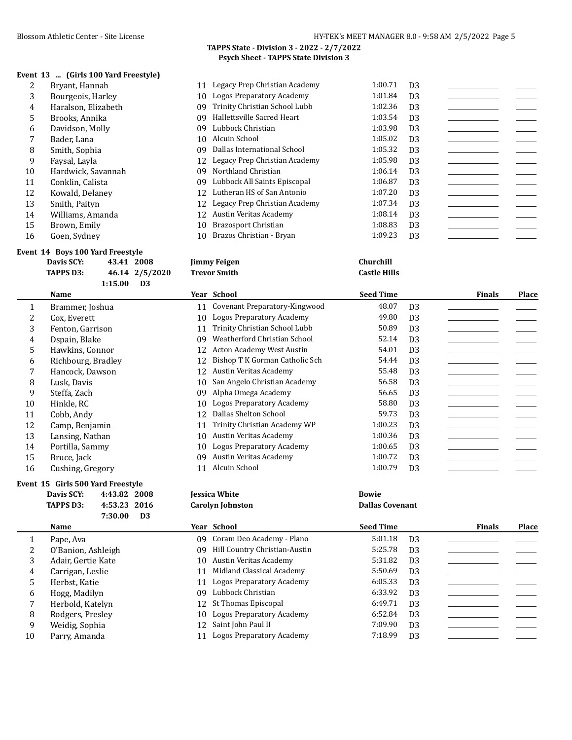### Event 13 ... (Girls 100 Yard Freestyle)

| | Name | Year | School | Seed Time | | Finals | Place |
|---|---|---|---|---|---|---|---|
| 2 | Bryant, Hannah | 11 | Legacy Prep Christian Academy | 1:00.71 | D3 | | |
| 3 | Bourgeois, Harley | 10 | Logos Preparatory Academy | 1:01.84 | D3 | | |
| 4 | Haralson, Elizabeth | 09 | Trinity Christian School Lubb | 1:02.36 | D3 | | |
| 5 | Brooks, Annika | 09 | Hallettsville Sacred Heart | 1:03.54 | D3 | | |
| 6 | Davidson, Molly | 09 | Lubbock Christian | 1:03.98 | D3 | | |
| 7 | Bader, Lana | 10 | Alcuin School | 1:05.02 | D3 | | |
| 8 | Smith, Sophia | 09 | Dallas International School | 1:05.32 | D3 | | |
| 9 | Faysal, Layla | 12 | Legacy Prep Christian Academy | 1:05.98 | D3 | | |
| 10 | Hardwick, Savannah | 09 | Northland Christian | 1:06.14 | D3 | | |
| 11 | Conklin, Calista | 09 | Lubbock All Saints Episcopal | 1:06.87 | D3 | | |
| 12 | Kowald, Delaney | 12 | Lutheran HS of San Antonio | 1:07.20 | D3 | | |
| 13 | Smith, Paityn | 12 | Legacy Prep Christian Academy | 1:07.34 | D3 | | |
| 14 | Williams, Amanda | 12 | Austin Veritas Academy | 1:08.14 | D3 | | |
| 15 | Brown, Emily | 10 | Brazosport Christian | 1:08.83 | D3 | | |
| 16 | Goen, Sydney | 10 | Brazos Christian - Bryan | 1:09.23 | D3 | | |

### Event 14 Boys 100 Yard Freestyle

| | | | | |
|---|---|---|---|---|
| Davis SCY: | 43.41 | 2008 | Jimmy Feigen | Churchill |
| TAPPS D3: | 46.14 | 2/5/2020 | Trevor Smith | Castle Hills |
| | 1:15.00 | D3 | | |

| | Name | Year | School | Seed Time | | Finals | Place |
|---|---|---|---|---|---|---|---|
| 1 | Brammer, Joshua | 11 | Covenant Preparatory-Kingwood | 48.07 | D3 | | |
| 2 | Cox, Everett | 10 | Logos Preparatory Academy | 49.80 | D3 | | |
| 3 | Fenton, Garrison | 11 | Trinity Christian School Lubb | 50.89 | D3 | | |
| 4 | Dspain, Blake | 09 | Weatherford Christian School | 52.14 | D3 | | |
| 5 | Hawkins, Connor | 12 | Acton Academy West Austin | 54.01 | D3 | | |
| 6 | Richbourg, Bradley | 12 | Bishop T K Gorman Catholic Sch | 54.44 | D3 | | |
| 7 | Hancock, Dawson | 12 | Austin Veritas Academy | 55.48 | D3 | | |
| 8 | Lusk, Davis | 10 | San Angelo Christian Academy | 56.58 | D3 | | |
| 9 | Steffa, Zach | 09 | Alpha Omega Academy | 56.65 | D3 | | |
| 10 | Hinkle, RC | 10 | Logos Preparatory Academy | 58.80 | D3 | | |
| 11 | Cobb, Andy | 12 | Dallas Shelton School | 59.73 | D3 | | |
| 12 | Camp, Benjamin | 11 | Trinity Christian Academy WP | 1:00.23 | D3 | | |
| 13 | Lansing, Nathan | 10 | Austin Veritas Academy | 1:00.36 | D3 | | |
| 14 | Portilla, Sammy | 10 | Logos Preparatory Academy | 1:00.65 | D3 | | |
| 15 | Bruce, Jack | 09 | Austin Veritas Academy | 1:00.72 | D3 | | |
| 16 | Cushing, Gregory | 11 | Alcuin School | 1:00.79 | D3 | | |

### Event 15 Girls 500 Yard Freestyle

| | | | | |
|---|---|---|---|---|
| Davis SCY: | 4:43.82 | 2008 | Jessica White | Bowie |
| TAPPS D3: | 4:53.23 | 2016 | Carolyn Johnston | Dallas Covenant |
| | 7:30.00 | D3 | | |

| | Name | Year | School | Seed Time | | Finals | Place |
|---|---|---|---|---|---|---|---|
| 1 | Pape, Ava | 09 | Coram Deo Academy - Plano | 5:01.18 | D3 | | |
| 2 | O'Banion, Ashleigh | 09 | Hill Country Christian-Austin | 5:25.78 | D3 | | |
| 3 | Adair, Gertie Kate | 10 | Austin Veritas Academy | 5:31.82 | D3 | | |
| 4 | Carrigan, Leslie | 11 | Midland Classical Academy | 5:50.69 | D3 | | |
| 5 | Herbst, Katie | 11 | Logos Preparatory Academy | 6:05.33 | D3 | | |
| 6 | Hogg, Madilyn | 09 | Lubbock Christian | 6:33.92 | D3 | | |
| 7 | Herbold, Katelyn | 12 | St Thomas Episcopal | 6:49.71 | D3 | | |
| 8 | Rodgers, Presley | 10 | Logos Preparatory Academy | 6:52.84 | D3 | | |
| 9 | Weidig, Sophia | 12 | Saint John Paul II | 7:09.90 | D3 | | |
| 10 | Parry, Amanda | 11 | Logos Preparatory Academy | 7:18.99 | D3 | | |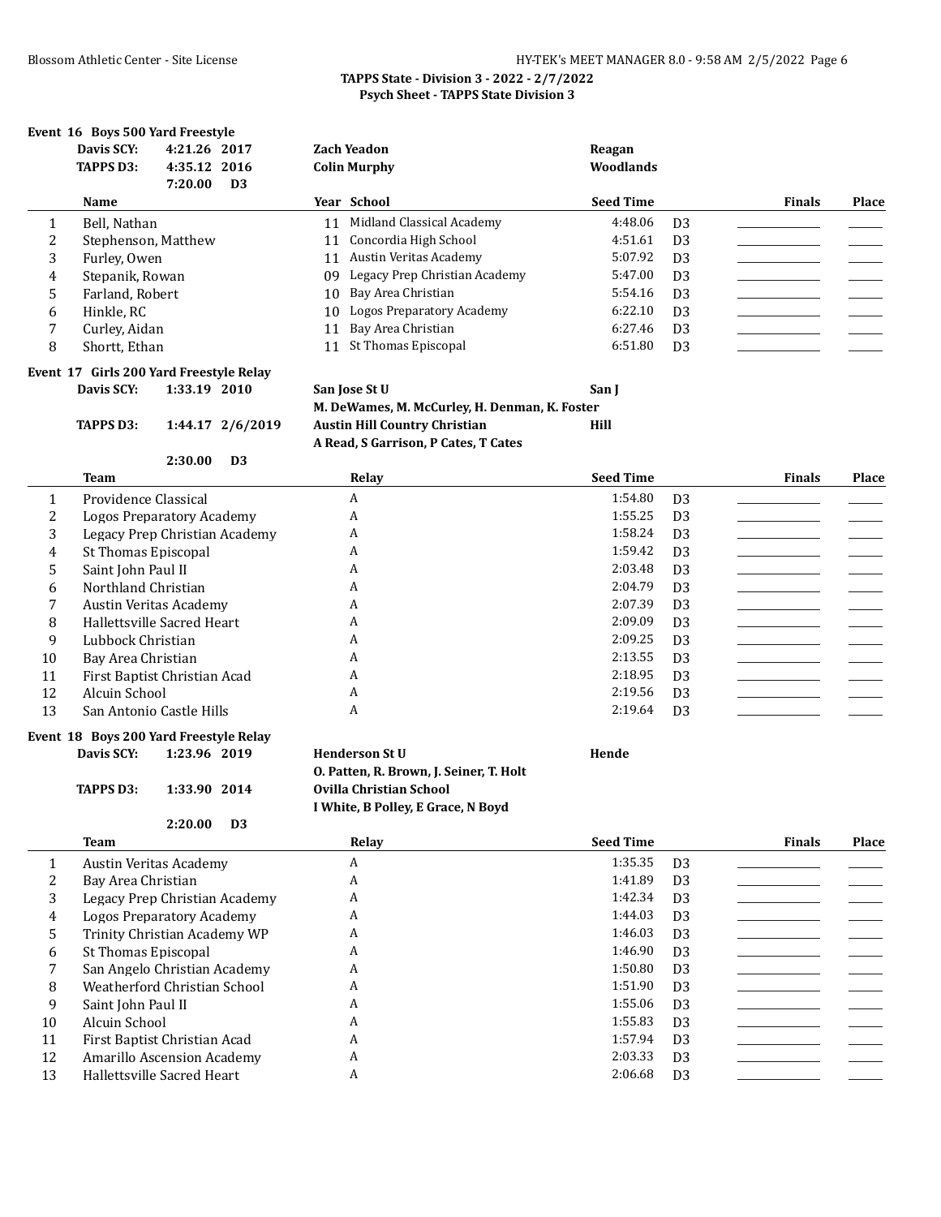**TAPPS State - Division 3 - 2022 - 2/7/2022**
**Psych Sheet - TAPPS State Division 3**

### Event 16 Boys 500 Yard Freestyle

| | | | | |
|---|---|---|---|---|
| Davis SCY: | 4:21.26 2017 | | Zach Yeadon | Reagan |
| TAPPS D3: | 4:35.12 2016 | | Colin Murphy | Woodlands |
| | 7:20.00 | D3 | | |

| | Name | Year | School | Seed Time | | Finals | Place |
|---|---|---|---|---|---|---|---|
| 1 | Bell, Nathan | 11 | Midland Classical Academy | 4:48.06 | D3 | | |
| 2 | Stephenson, Matthew | 11 | Concordia High School | 4:51.61 | D3 | | |
| 3 | Furley, Owen | 11 | Austin Veritas Academy | 5:07.92 | D3 | | |
| 4 | Stepanik, Rowan | 09 | Legacy Prep Christian Academy | 5:47.00 | D3 | | |
| 5 | Farland, Robert | 10 | Bay Area Christian | 5:54.16 | D3 | | |
| 6 | Hinkle, RC | 10 | Logos Preparatory Academy | 6:22.10 | D3 | | |
| 7 | Curley, Aidan | 11 | Bay Area Christian | 6:27.46 | D3 | | |
| 8 | Shortt, Ethan | 11 | St Thomas Episcopal | 6:51.80 | D3 | | |

### Event 17 Girls 200 Yard Freestyle Relay

| | | | | |
|---|---|---|---|---|
| Davis SCY: | 1:33.19 2010 | | San Jose St U | San J |
| | | | M. DeWames, M. McCurley, H. Denman, K. Foster | |
| TAPPS D3: | 1:44.17 2/6/2019 | | Austin Hill Country Christian | Hill |
| | | | A Read, S Garrison, P Cates, T Cates | |
| | 2:30.00 | D3 | | |

| | Team | Relay | Seed Time | | Finals | Place |
|---|---|---|---|---|---|---|
| 1 | Providence Classical | A | 1:54.80 | D3 | | |
| 2 | Logos Preparatory Academy | A | 1:55.25 | D3 | | |
| 3 | Legacy Prep Christian Academy | A | 1:58.24 | D3 | | |
| 4 | St Thomas Episcopal | A | 1:59.42 | D3 | | |
| 5 | Saint John Paul II | A | 2:03.48 | D3 | | |
| 6 | Northland Christian | A | 2:04.79 | D3 | | |
| 7 | Austin Veritas Academy | A | 2:07.39 | D3 | | |
| 8 | Hallettsville Sacred Heart | A | 2:09.09 | D3 | | |
| 9 | Lubbock Christian | A | 2:09.25 | D3 | | |
| 10 | Bay Area Christian | A | 2:13.55 | D3 | | |
| 11 | First Baptist Christian Acad | A | 2:18.95 | D3 | | |
| 12 | Alcuin School | A | 2:19.56 | D3 | | |
| 13 | San Antonio Castle Hills | A | 2:19.64 | D3 | | |

### Event 18 Boys 200 Yard Freestyle Relay

| | | | | |
|---|---|---|---|---|
| Davis SCY: | 1:23.96 2019 | | Henderson St U | Hende |
| | | | O. Patten, R. Brown, J. Seiner, T. Holt | |
| TAPPS D3: | 1:33.90 2014 | | Ovilla Christian School | |
| | | | I White, B Polley, E Grace, N Boyd | |
| | 2:20.00 | D3 | | |

| | Team | Relay | Seed Time | | Finals | Place |
|---|---|---|---|---|---|---|
| 1 | Austin Veritas Academy | A | 1:35.35 | D3 | | |
| 2 | Bay Area Christian | A | 1:41.89 | D3 | | |
| 3 | Legacy Prep Christian Academy | A | 1:42.34 | D3 | | |
| 4 | Logos Preparatory Academy | A | 1:44.03 | D3 | | |
| 5 | Trinity Christian Academy WP | A | 1:46.03 | D3 | | |
| 6 | St Thomas Episcopal | A | 1:46.90 | D3 | | |
| 7 | San Angelo Christian Academy | A | 1:50.80 | D3 | | |
| 8 | Weatherford Christian School | A | 1:51.90 | D3 | | |
| 9 | Saint John Paul II | A | 1:55.06 | D3 | | |
| 10 | Alcuin School | A | 1:55.83 | D3 | | |
| 11 | First Baptist Christian Acad | A | 1:57.94 | D3 | | |
| 12 | Amarillo Ascension Academy | A | 2:03.33 | D3 | | |
| 13 | Hallettsville Sacred Heart | A | 2:06.68 | D3 | | |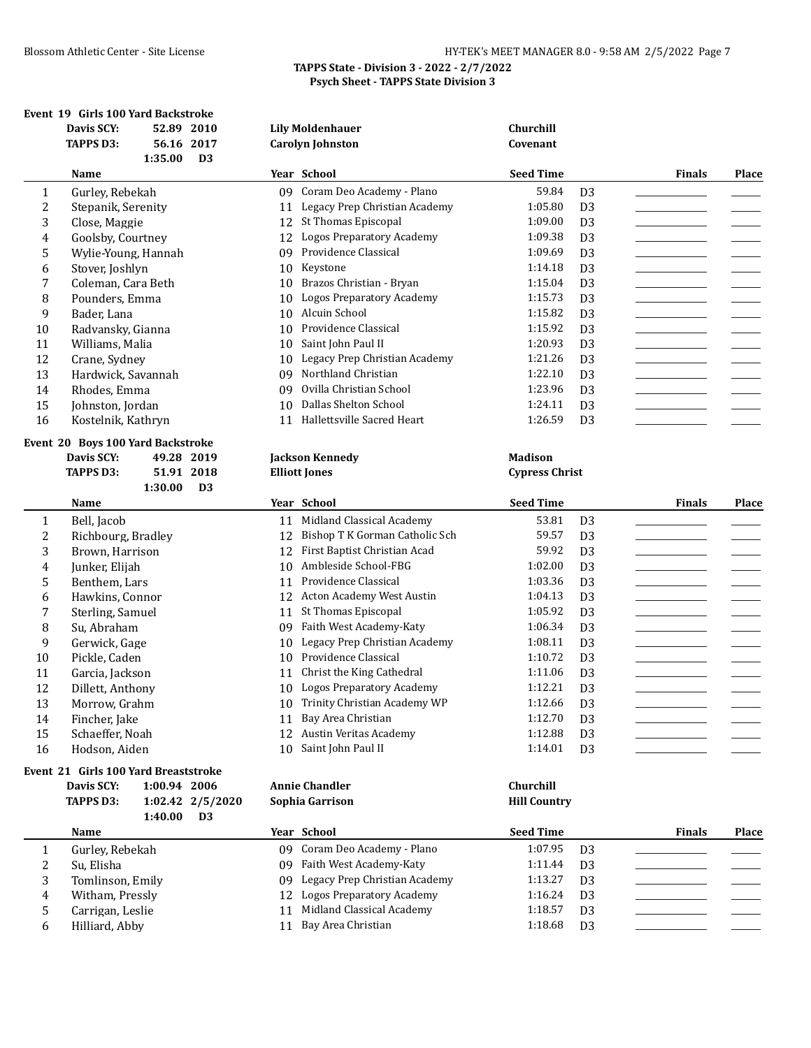**TAPPS State - Division 3 - 2022 - 2/7/2022**
**Psych Sheet - TAPPS State Division 3**

### Event 19 Girls 100 Yard Backstroke

| | | | | |
|---|---|---|---|---|
| **Davis SCY:** | **52.89** | **2010** | **Lily Moldenhauer** | **Churchill** |
| **TAPPS D3:** | **56.16** | **2017** | **Carolyn Johnston** | **Covenant** |
| | **1:35.00** | **D3** | | |

| | Name | Year | School | Seed Time | | Finals | Place |
|---|---|---|---|---|---|---|---|
| 1 | Gurley, Rebekah | 09 | Coram Deo Academy - Plano | 59.84 | D3 | | |
| 2 | Stepanik, Serenity | 11 | Legacy Prep Christian Academy | 1:05.80 | D3 | | |
| 3 | Close, Maggie | 12 | St Thomas Episcopal | 1:09.00 | D3 | | |
| 4 | Goolsby, Courtney | 12 | Logos Preparatory Academy | 1:09.38 | D3 | | |
| 5 | Wylie-Young, Hannah | 09 | Providence Classical | 1:09.69 | D3 | | |
| 6 | Stover, Joshlyn | 10 | Keystone | 1:14.18 | D3 | | |
| 7 | Coleman, Cara Beth | 10 | Brazos Christian - Bryan | 1:15.04 | D3 | | |
| 8 | Pounders, Emma | 10 | Logos Preparatory Academy | 1:15.73 | D3 | | |
| 9 | Bader, Lana | 10 | Alcuin School | 1:15.82 | D3 | | |
| 10 | Radvansky, Gianna | 10 | Providence Classical | 1:15.92 | D3 | | |
| 11 | Williams, Malia | 10 | Saint John Paul II | 1:20.93 | D3 | | |
| 12 | Crane, Sydney | 10 | Legacy Prep Christian Academy | 1:21.26 | D3 | | |
| 13 | Hardwick, Savannah | 09 | Northland Christian | 1:22.10 | D3 | | |
| 14 | Rhodes, Emma | 09 | Ovilla Christian School | 1:23.96 | D3 | | |
| 15 | Johnston, Jordan | 10 | Dallas Shelton School | 1:24.11 | D3 | | |
| 16 | Kostelnik, Kathryn | 11 | Hallettsville Sacred Heart | 1:26.59 | D3 | | |

### Event 20 Boys 100 Yard Backstroke

| | | | | |
|---|---|---|---|---|
| **Davis SCY:** | **49.28** | **2019** | **Jackson Kennedy** | **Madison** |
| **TAPPS D3:** | **51.91** | **2018** | **Elliott Jones** | **Cypress Christ** |
| | **1:30.00** | **D3** | | |

| | Name | Year | School | Seed Time | | Finals | Place |
|---|---|---|---|---|---|---|---|
| 1 | Bell, Jacob | 11 | Midland Classical Academy | 53.81 | D3 | | |
| 2 | Richbourg, Bradley | 12 | Bishop T K Gorman Catholic Sch | 59.57 | D3 | | |
| 3 | Brown, Harrison | 12 | First Baptist Christian Acad | 59.92 | D3 | | |
| 4 | Junker, Elijah | 10 | Ambleside School-FBG | 1:02.00 | D3 | | |
| 5 | Benthem, Lars | 11 | Providence Classical | 1:03.36 | D3 | | |
| 6 | Hawkins, Connor | 12 | Acton Academy West Austin | 1:04.13 | D3 | | |
| 7 | Sterling, Samuel | 11 | St Thomas Episcopal | 1:05.92 | D3 | | |
| 8 | Su, Abraham | 09 | Faith West Academy-Katy | 1:06.34 | D3 | | |
| 9 | Gerwick, Gage | 10 | Legacy Prep Christian Academy | 1:08.11 | D3 | | |
| 10 | Pickle, Caden | 10 | Providence Classical | 1:10.72 | D3 | | |
| 11 | Garcia, Jackson | 11 | Christ the King Cathedral | 1:11.06 | D3 | | |
| 12 | Dillett, Anthony | 10 | Logos Preparatory Academy | 1:12.21 | D3 | | |
| 13 | Morrow, Grahm | 10 | Trinity Christian Academy WP | 1:12.66 | D3 | | |
| 14 | Fincher, Jake | 11 | Bay Area Christian | 1:12.70 | D3 | | |
| 15 | Schaeffer, Noah | 12 | Austin Veritas Academy | 1:12.88 | D3 | | |
| 16 | Hodson, Aiden | 10 | Saint John Paul II | 1:14.01 | D3 | | |

### Event 21 Girls 100 Yard Breaststroke

| | | | | |
|---|---|---|---|---|
| **Davis SCY:** | **1:00.94** | **2006** | **Annie Chandler** | **Churchill** |
| **TAPPS D3:** | **1:02.42** | **2/5/2020** | **Sophia Garrison** | **Hill Country** |
| | **1:40.00** | **D3** | | |

| | Name | Year | School | Seed Time | | Finals | Place |
|---|---|---|---|---|---|---|---|
| 1 | Gurley, Rebekah | 09 | Coram Deo Academy - Plano | 1:07.95 | D3 | | |
| 2 | Su, Elisha | 09 | Faith West Academy-Katy | 1:11.44 | D3 | | |
| 3 | Tomlinson, Emily | 09 | Legacy Prep Christian Academy | 1:13.27 | D3 | | |
| 4 | Witham, Pressly | 12 | Logos Preparatory Academy | 1:16.24 | D3 | | |
| 5 | Carrigan, Leslie | 11 | Midland Classical Academy | 1:18.57 | D3 | | |
| 6 | Hilliard, Abby | 11 | Bay Area Christian | 1:18.68 | D3 | | |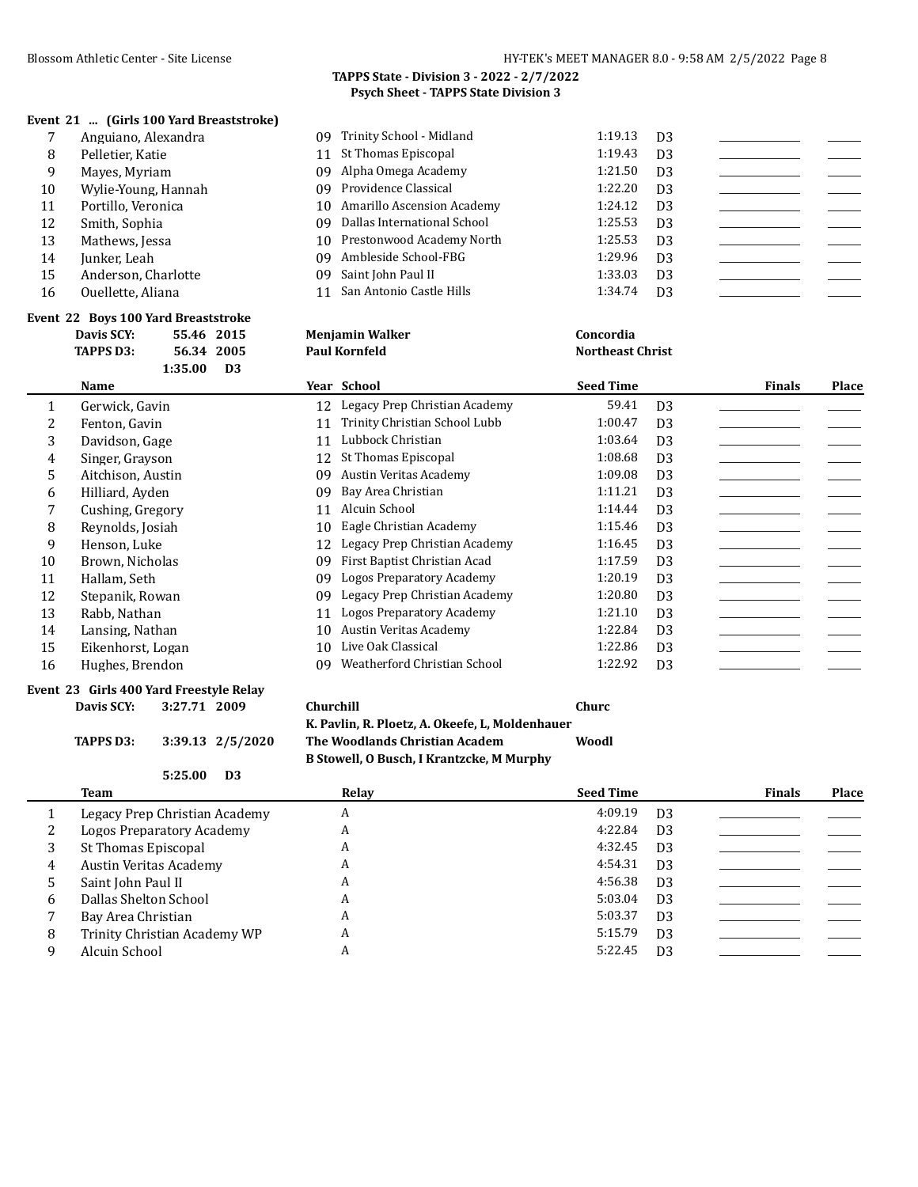**TAPPS State - Division 3 - 2022 - 2/7/2022**
**Psych Sheet - TAPPS State Division 3**

### Event 21 ... (Girls 100 Yard Breaststroke)

| | Name | Year | School | Seed Time | | Finals | Place |
|---|---|---|---|---|---|---|---|
| 7 | Anguiano, Alexandra | 09 | Trinity School - Midland | 1:19.13 | D3 | | |
| 8 | Pelletier, Katie | 11 | St Thomas Episcopal | 1:19.43 | D3 | | |
| 9 | Mayes, Myriam | 09 | Alpha Omega Academy | 1:21.50 | D3 | | |
| 10 | Wylie-Young, Hannah | 09 | Providence Classical | 1:22.20 | D3 | | |
| 11 | Portillo, Veronica | 10 | Amarillo Ascension Academy | 1:24.12 | D3 | | |
| 12 | Smith, Sophia | 09 | Dallas International School | 1:25.53 | D3 | | |
| 13 | Mathews, Jessa | 10 | Prestonwood Academy North | 1:25.53 | D3 | | |
| 14 | Junker, Leah | 09 | Ambleside School-FBG | 1:29.96 | D3 | | |
| 15 | Anderson, Charlotte | 09 | Saint John Paul II | 1:33.03 | D3 | | |
| 16 | Ouellette, Aliana | 11 | San Antonio Castle Hills | 1:34.74 | D3 | | |

### Event 22 Boys 100 Yard Breaststroke

**Davis SCY:** 55.46 2015 **Menjamin Walker** **Concordia**
**TAPPS D3:** 56.34 2005 **Paul Kornfeld** **Northeast Christ**
1:35.00 D3

| | Name | Year | School | Seed Time | | Finals | Place |
|---|---|---|---|---|---|---|---|
| 1 | Gerwick, Gavin | 12 | Legacy Prep Christian Academy | 59.41 | D3 | | |
| 2 | Fenton, Gavin | 11 | Trinity Christian School Lubb | 1:00.47 | D3 | | |
| 3 | Davidson, Gage | 11 | Lubbock Christian | 1:03.64 | D3 | | |
| 4 | Singer, Grayson | 12 | St Thomas Episcopal | 1:08.68 | D3 | | |
| 5 | Aitchison, Austin | 09 | Austin Veritas Academy | 1:09.08 | D3 | | |
| 6 | Hilliard, Ayden | 09 | Bay Area Christian | 1:11.21 | D3 | | |
| 7 | Cushing, Gregory | 11 | Alcuin School | 1:14.44 | D3 | | |
| 8 | Reynolds, Josiah | 10 | Eagle Christian Academy | 1:15.46 | D3 | | |
| 9 | Henson, Luke | 12 | Legacy Prep Christian Academy | 1:16.45 | D3 | | |
| 10 | Brown, Nicholas | 09 | First Baptist Christian Acad | 1:17.59 | D3 | | |
| 11 | Hallam, Seth | 09 | Logos Preparatory Academy | 1:20.19 | D3 | | |
| 12 | Stepanik, Rowan | 09 | Legacy Prep Christian Academy | 1:20.80 | D3 | | |
| 13 | Rabb, Nathan | 11 | Logos Preparatory Academy | 1:21.10 | D3 | | |
| 14 | Lansing, Nathan | 10 | Austin Veritas Academy | 1:22.84 | D3 | | |
| 15 | Eikenhorst, Logan | 10 | Live Oak Classical | 1:22.86 | D3 | | |
| 16 | Hughes, Brendon | 09 | Weatherford Christian School | 1:22.92 | D3 | | |

### Event 23 Girls 400 Yard Freestyle Relay

**Davis SCY:** 3:27.71 2009 **Churchill** **Churc**
**K. Pavlin, R. Ploetz, A. Okeefe, L, Moldenhauer**
**TAPPS D3:** 3:39.13 2/5/2020 **The Woodlands Christian Academ** **Woodl**
**B Stowell, O Busch, I Krantzcke, M Murphy**
5:25.00 D3

| | Team | Relay | Seed Time | | Finals | Place |
|---|---|---|---|---|---|---|
| 1 | Legacy Prep Christian Academy | A | 4:09.19 | D3 | | |
| 2 | Logos Preparatory Academy | A | 4:22.84 | D3 | | |
| 3 | St Thomas Episcopal | A | 4:32.45 | D3 | | |
| 4 | Austin Veritas Academy | A | 4:54.31 | D3 | | |
| 5 | Saint John Paul II | A | 4:56.38 | D3 | | |
| 6 | Dallas Shelton School | A | 5:03.04 | D3 | | |
| 7 | Bay Area Christian | A | 5:03.37 | D3 | | |
| 8 | Trinity Christian Academy WP | A | 5:15.79 | D3 | | |
| 9 | Alcuin School | A | 5:22.45 | D3 | | |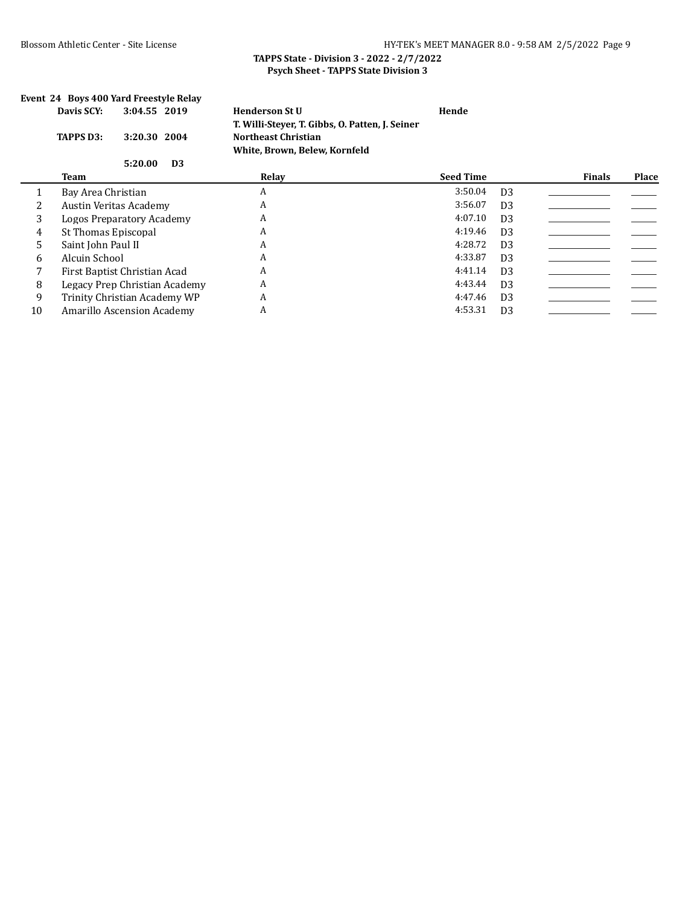**TAPPS State - Division 3 - 2022 - 2/7/2022**
**Psych Sheet - TAPPS State Division 3**

### Event 24 Boys 400 Yard Freestyle Relay

| | | | | |
|---|---|---|---|---|
| **Davis SCY:** | **3:04.55** | **2019** | **Henderson St U** | **Hende** |
| | | | **T. Willi-Steyer, T. Gibbs, O. Patten, J. Seiner** | |
| **TAPPS D3:** | **3:20.30** | **2004** | **Northeast Christian** | |
| | | | **White, Brown, Belew, Kornfeld** | |
| | **5:20.00** | **D3** | | |

| | Team | Relay | Seed Time | | Finals | Place |
|---|---|---|---|---|---|---|
| 1 | Bay Area Christian | A | 3:50.04 | D3 | _____ | _____ |
| 2 | Austin Veritas Academy | A | 3:56.07 | D3 | _____ | _____ |
| 3 | Logos Preparatory Academy | A | 4:07.10 | D3 | _____ | _____ |
| 4 | St Thomas Episcopal | A | 4:19.46 | D3 | _____ | _____ |
| 5 | Saint John Paul II | A | 4:28.72 | D3 | _____ | _____ |
| 6 | Alcuin School | A | 4:33.87 | D3 | _____ | _____ |
| 7 | First Baptist Christian Acad | A | 4:41.14 | D3 | _____ | _____ |
| 8 | Legacy Prep Christian Academy | A | 4:43.44 | D3 | _____ | _____ |
| 9 | Trinity Christian Academy WP | A | 4:47.46 | D3 | _____ | _____ |
| 10 | Amarillo Ascension Academy | A | 4:53.31 | D3 | _____ | _____ |